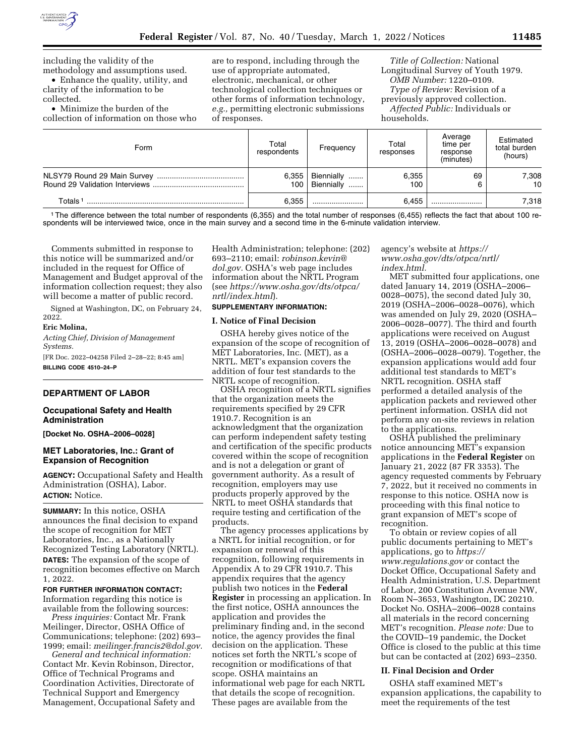including the validity of the methodology and assumptions used.

- Enhance the quality, utility, and clarity of the information to be collected.
- Minimize the burden of the collection of information on those who are to respond, including through the use of appropriate automated, electronic, mechanical, or other technological collection techniques or other forms of information technology, *e.g.,* permitting electronic submissions of responses.

*Title of Collection:* National Longitudinal Survey of Youth 1979.

*OMB Number:* 1220–0109.

*Type of Review:* Revision of a previously approved collection.

*Affected Public:* Individuals or households.

| Form | Total respondents | Frequency | Total responses | Average time per response (minutes) | Estimated total burden (hours) |
|---|---|---|---|---|---|
| NLSY79 Round 29 Main Survey | 6,355 | Biennially | 6,355 | 69 | 7,308 |
| Round 29 Validation Interviews | 100 | Biennially | 100 | 6 | 10 |
| Totals [1] | 6,355 | | 6,455 | | 7,318 |

[1] The difference between the total number of respondents (6,355) and the total number of responses (6,455) reflects the fact that about 100 respondents will be interviewed twice, once in the main survey and a second time in the 6-minute validation interview.

Comments submitted in response to this notice will be summarized and/or included in the request for Office of Management and Budget approval of the information collection request; they also will become a matter of public record.

Signed at Washington, DC, on February 24, 2022.

**Eric Molina,**

*Acting Chief, Division of Management Systems.*

[FR Doc. 2022–04258 Filed 2–28–22; 8:45 am]

**BILLING CODE 4510–24–P**

## DEPARTMENT OF LABOR

### Occupational Safety and Health Administration

**[Docket No. OSHA–2006–0028]**

### MET Laboratories, Inc.: Grant of Expansion of Recognition

**AGENCY:** Occupational Safety and Health Administration (OSHA), Labor.

**ACTION:** Notice.

**SUMMARY:** In this notice, OSHA announces the final decision to expand the scope of recognition for MET Laboratories, Inc., as a Nationally Recognized Testing Laboratory (NRTL).

**DATES:** The expansion of the scope of recognition becomes effective on March 1, 2022.

**FOR FURTHER INFORMATION CONTACT:** Information regarding this notice is available from the following sources:

*Press inquiries:* Contact Mr. Frank Meilinger, Director, OSHA Office of Communications; telephone: (202) 693–1999; email: *meilinger.francis2@dol.gov.*

*General and technical information:* Contact Mr. Kevin Robinson, Director, Office of Technical Programs and Coordination Activities, Directorate of Technical Support and Emergency Management, Occupational Safety and Health Administration; telephone: (202) 693–2110; email: *robinson.kevin@dol.gov.* OSHA's web page includes information about the NRTL Program (see *https://www.osha.gov/dts/otpca/nrtl/index.html*).

**SUPPLEMENTARY INFORMATION:**

**I. Notice of Final Decision**

OSHA hereby gives notice of the expansion of the scope of recognition of MET Laboratories, Inc. (MET), as a NRTL. MET's expansion covers the addition of four test standards to the NRTL scope of recognition.

OSHA recognition of a NRTL signifies that the organization meets the requirements specified by 29 CFR 1910.7. Recognition is an acknowledgment that the organization can perform independent safety testing and certification of the specific products covered within the scope of recognition and is not a delegation or grant of government authority. As a result of recognition, employers may use products properly approved by the NRTL to meet OSHA standards that require testing and certification of the products.

The agency processes applications by a NRTL for initial recognition, or for expansion or renewal of this recognition, following requirements in Appendix A to 29 CFR 1910.7. This appendix requires that the agency publish two notices in the **Federal Register** in processing an application. In the first notice, OSHA announces the application and provides the preliminary finding and, in the second notice, the agency provides the final decision on the application. These notices set forth the NRTL's scope of recognition or modifications of that scope. OSHA maintains an informational web page for each NRTL that details the scope of recognition. These pages are available from the agency's website at *https://www.osha.gov/dts/otpca/nrtl/index.html.*

MET submitted four applications, one dated January 14, 2019 (OSHA–2006–0028–0075), the second dated July 30, 2019 (OSHA–2006–0028–0076), which was amended on July 29, 2020 (OSHA–2006–0028–0077). The third and fourth applications were received on August 13, 2019 (OSHA–2006–0028–0078) and (OSHA–2006–0028–0079). Together, the expansion applications would add four additional test standards to MET's NRTL recognition. OSHA staff performed a detailed analysis of the application packets and reviewed other pertinent information. OSHA did not perform any on-site reviews in relation to the applications.

OSHA published the preliminary notice announcing MET's expansion applications in the **Federal Register** on January 21, 2022 (87 FR 3353). The agency requested comments by February 7, 2022, but it received no comments in response to this notice. OSHA now is proceeding with this final notice to grant expansion of MET's scope of recognition.

To obtain or review copies of all public documents pertaining to MET's applications, go to *https://www.regulations.gov* or contact the Docket Office, Occupational Safety and Health Administration, U.S. Department of Labor, 200 Constitution Avenue NW, Room N–3653, Washington, DC 20210. Docket No. OSHA–2006–0028 contains all materials in the record concerning MET's recognition. *Please note:* Due to the COVID–19 pandemic, the Docket Office is closed to the public at this time but can be contacted at (202) 693–2350.

**II. Final Decision and Order**

OSHA staff examined MET's expansion applications, the capability to meet the requirements of the test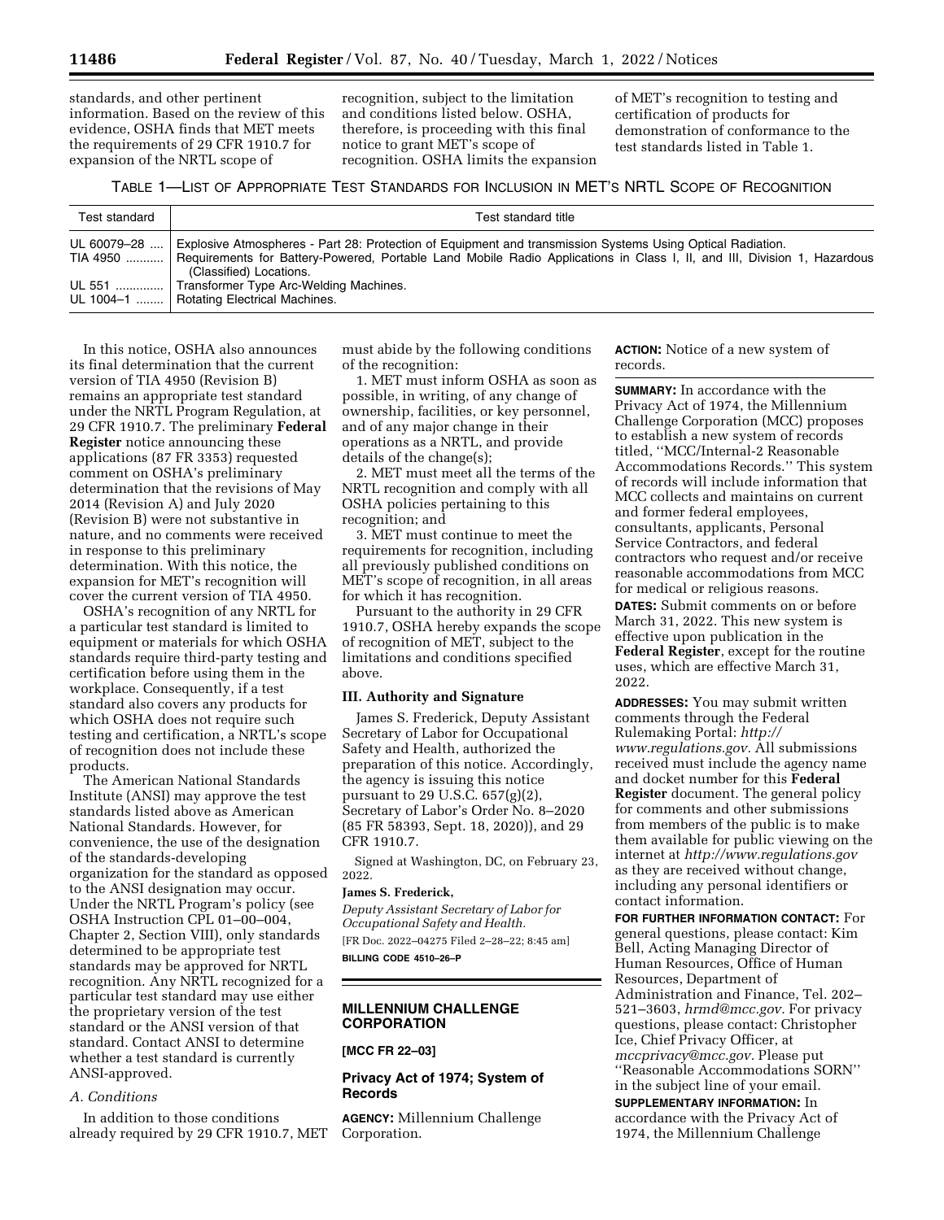standards, and other pertinent information. Based on the review of this evidence, OSHA finds that MET meets the requirements of 29 CFR 1910.7 for expansion of the NRTL scope of recognition, subject to the limitation and conditions listed below. OSHA, therefore, is proceeding with this final notice to grant MET's scope of recognition. OSHA limits the expansion of MET's recognition to testing and certification of products for demonstration of conformance to the test standards listed in Table 1.

TABLE 1—LIST OF APPROPRIATE TEST STANDARDS FOR INCLUSION IN MET'S NRTL SCOPE OF RECOGNITION

| Test standard | Test standard title |
|---|---|
| UL 60079–28 | Explosive Atmospheres - Part 28: Protection of Equipment and transmission Systems Using Optical Radiation. |
| TIA 4950 | Requirements for Battery-Powered, Portable Land Mobile Radio Applications in Class I, II, and III, Division 1, Hazardous (Classified) Locations. |
| UL 551 | Transformer Type Arc-Welding Machines. |
| UL 1004–1 | Rotating Electrical Machines. |

In this notice, OSHA also announces its final determination that the current version of TIA 4950 (Revision B) remains an appropriate test standard under the NRTL Program Regulation, at 29 CFR 1910.7. The preliminary **Federal Register** notice announcing these applications (87 FR 3353) requested comment on OSHA's preliminary determination that the revisions of May 2014 (Revision A) and July 2020 (Revision B) were not substantive in nature, and no comments were received in response to this preliminary determination. With this notice, the expansion for MET's recognition will cover the current version of TIA 4950.

OSHA's recognition of any NRTL for a particular test standard is limited to equipment or materials for which OSHA standards require third-party testing and certification before using them in the workplace. Consequently, if a test standard also covers any products for which OSHA does not require such testing and certification, a NRTL's scope of recognition does not include these products.

The American National Standards Institute (ANSI) may approve the test standards listed above as American National Standards. However, for convenience, the use of the designation of the standards-developing organization for the standard as opposed to the ANSI designation may occur. Under the NRTL Program's policy (see OSHA Instruction CPL 01–00–004, Chapter 2, Section VIII), only standards determined to be appropriate test standards may be approved for NRTL recognition. Any NRTL recognized for a particular test standard may use either the proprietary version of the test standard or the ANSI version of that standard. Contact ANSI to determine whether a test standard is currently ANSI-approved.

*A. Conditions*

In addition to those conditions already required by 29 CFR 1910.7, MET must abide by the following conditions of the recognition:

1. MET must inform OSHA as soon as possible, in writing, of any change of ownership, facilities, or key personnel, and of any major change in their operations as a NRTL, and provide details of the change(s);

2. MET must meet all the terms of the NRTL recognition and comply with all OSHA policies pertaining to this recognition; and

3. MET must continue to meet the requirements for recognition, including all previously published conditions on MET's scope of recognition, in all areas for which it has recognition.

Pursuant to the authority in 29 CFR 1910.7, OSHA hereby expands the scope of recognition of MET, subject to the limitations and conditions specified above.

**III. Authority and Signature**

James S. Frederick, Deputy Assistant Secretary of Labor for Occupational Safety and Health, authorized the preparation of this notice. Accordingly, the agency is issuing this notice pursuant to 29 U.S.C. 657(g)(2), Secretary of Labor's Order No. 8–2020 (85 FR 58393, Sept. 18, 2020)), and 29 CFR 1910.7.

Signed at Washington, DC, on February 23, 2022.

**James S. Frederick,**

*Deputy Assistant Secretary of Labor for Occupational Safety and Health.*

[FR Doc. 2022–04275 Filed 2–28–22; 8:45 am]

**BILLING CODE 4510–26–P**

## MILLENNIUM CHALLENGE CORPORATION

**[MCC FR 22–03]**

### Privacy Act of 1974; System of Records

**AGENCY:** Millennium Challenge Corporation.

**ACTION:** Notice of a new system of records.

**SUMMARY:** In accordance with the Privacy Act of 1974, the Millennium Challenge Corporation (MCC) proposes to establish a new system of records titled, ''MCC/Internal-2 Reasonable Accommodations Records.'' This system of records will include information that MCC collects and maintains on current and former federal employees, consultants, applicants, Personal Service Contractors, and federal contractors who request and/or receive reasonable accommodations from MCC for medical or religious reasons.

**DATES:** Submit comments on or before March 31, 2022. This new system is effective upon publication in the **Federal Register**, except for the routine uses, which are effective March 31, 2022.

**ADDRESSES:** You may submit written comments through the Federal Rulemaking Portal: *http://www.regulations.gov*. All submissions received must include the agency name and docket number for this **Federal Register** document. The general policy for comments and other submissions from members of the public is to make them available for public viewing on the internet at *http://www.regulations.gov* as they are received without change, including any personal identifiers or contact information.

**FOR FURTHER INFORMATION CONTACT:** For general questions, please contact: Kim Bell, Acting Managing Director of Human Resources, Office of Human Resources, Department of Administration and Finance, Tel. 202–521–3603, *hrmd@mcc.gov*. For privacy questions, please contact: Christopher Ice, Chief Privacy Officer, at *mccprivacy@mcc.gov*. Please put ''Reasonable Accommodations SORN'' in the subject line of your email.

**SUPPLEMENTARY INFORMATION:** In accordance with the Privacy Act of 1974, the Millennium Challenge